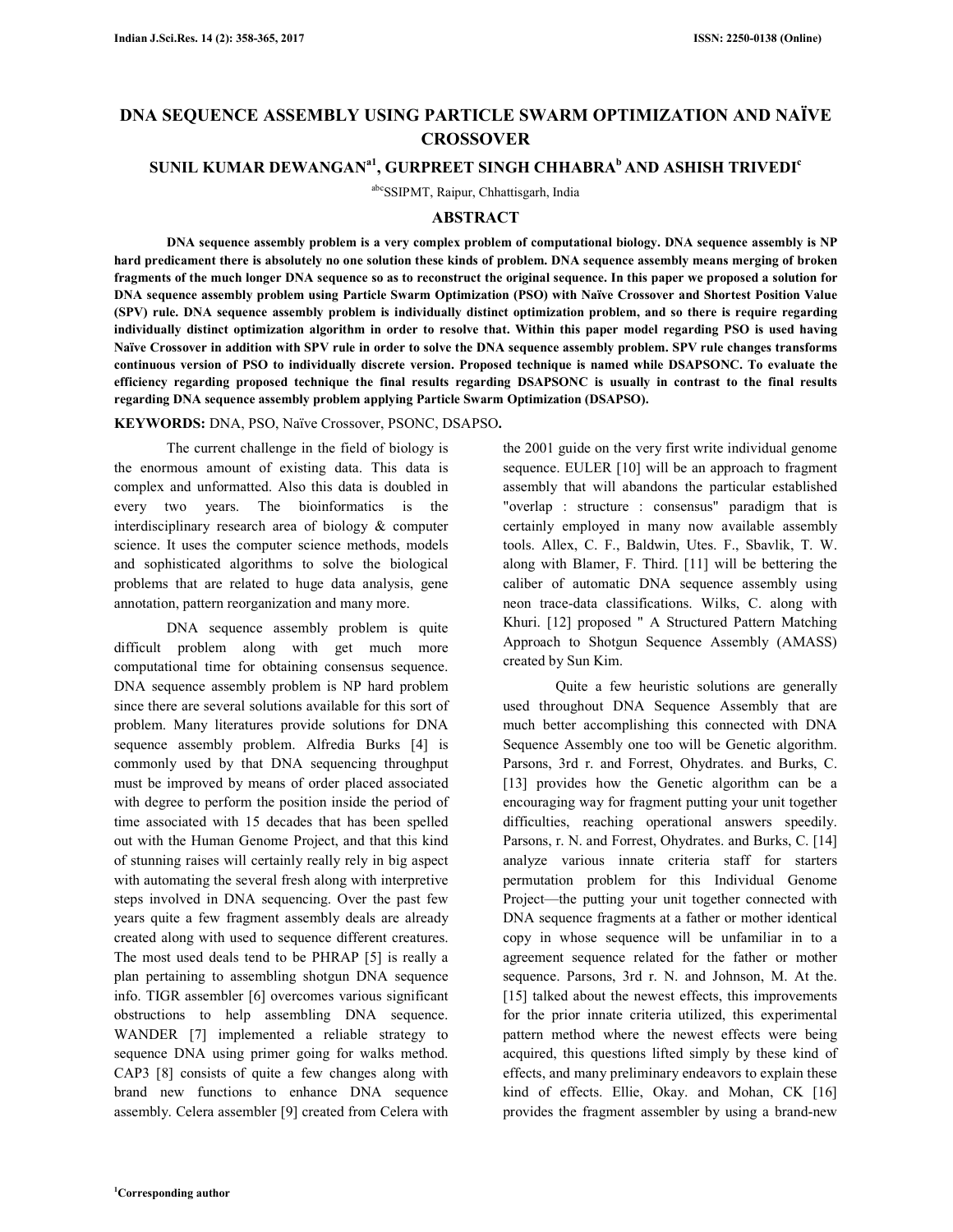# DNA SEQUENCE ASSEMBLY USING PARTICLE SWARM OPTIMIZATION AND NAÏVE CROSSOVER

## SUNIL KUMAR DEWANGAN[a1], GURPREET SINGH CHHABRA[b] AND ASHISH TRIVEDI[c]

[abc]SSIPMT, Raipur, Chhattisgarh, India

## ABSTRACT

**DNA sequence assembly problem is a very complex problem of computational biology. DNA sequence assembly is NP hard predicament there is absolutely no one solution these kinds of problem. DNA sequence assembly means merging of broken fragments of the much longer DNA sequence so as to reconstruct the original sequence. In this paper we proposed a solution for DNA sequence assembly problem using Particle Swarm Optimization (PSO) with Naïve Crossover and Shortest Position Value (SPV) rule. DNA sequence assembly problem is individually distinct optimization problem, and so there is require regarding individually distinct optimization algorithm in order to resolve that. Within this paper model regarding PSO is used having Naïve Crossover in addition with SPV rule in order to solve the DNA sequence assembly problem. SPV rule changes transforms continuous version of PSO to individually discrete version. Proposed technique is named while DSAPSONC. To evaluate the efficiency regarding proposed technique the final results regarding DSAPSONC is usually in contrast to the final results regarding DNA sequence assembly problem applying Particle Swarm Optimization (DSAPSO).**

**KEYWORDS:** DNA, PSO, Naïve Crossover, PSONC, DSAPSO.

The current challenge in the field of biology is the enormous amount of existing data. This data is complex and unformatted. Also this data is doubled in every two years. The bioinformatics is the interdisciplinary research area of biology & computer science. It uses the computer science methods, models and sophisticated algorithms to solve the biological problems that are related to huge data analysis, gene annotation, pattern reorganization and many more.

DNA sequence assembly problem is quite difficult problem along with get much more computational time for obtaining consensus sequence. DNA sequence assembly problem is NP hard problem since there are several solutions available for this sort of problem. Many literatures provide solutions for DNA sequence assembly problem. Alfredia Burks [4] is commonly used by that DNA sequencing throughput must be improved by means of order placed associated with degree to perform the position inside the period of time associated with 15 decades that has been spelled out with the Human Genome Project, and that this kind of stunning raises will certainly really rely in big aspect with automating the several fresh along with interpretive steps involved in DNA sequencing. Over the past few years quite a few fragment assembly deals are already created along with used to sequence different creatures. The most used deals tend to be PHRAP [5] is really a plan pertaining to assembling shotgun DNA sequence info. TIGR assembler [6] overcomes various significant obstructions to help assembling DNA sequence. WANDER [7] implemented a reliable strategy to sequence DNA using primer going for walks method. CAP3 [8] consists of quite a few changes along with brand new functions to enhance DNA sequence assembly. Celera assembler [9] created from Celera with the 2001 guide on the very first write individual genome sequence. EULER [10] will be an approach to fragment assembly that will abandons the particular established "overlap : structure : consensus" paradigm that is certainly employed in many now available assembly tools. Allex, C. F., Baldwin, Utes. F., Sbavlik, T. W. along with Blamer, F. Third. [11] will be bettering the caliber of automatic DNA sequence assembly using neon trace-data classifications. Wilks, C. along with Khuri. [12] proposed " A Structured Pattern Matching Approach to Shotgun Sequence Assembly (AMASS) created by Sun Kim.

Quite a few heuristic solutions are generally used throughout DNA Sequence Assembly that are much better accomplishing this connected with DNA Sequence Assembly one too will be Genetic algorithm. Parsons, 3rd r. and Forrest, Ohydrates. and Burks, C. [13] provides how the Genetic algorithm can be a encouraging way for fragment putting your unit together difficulties, reaching operational answers speedily. Parsons, r. N. and Forrest, Ohydrates. and Burks, C. [14] analyze various innate criteria staff for starters permutation problem for this Individual Genome Project—the putting your unit together connected with DNA sequence fragments at a father or mother identical copy in whose sequence will be unfamiliar in to a agreement sequence related for the father or mother sequence. Parsons, 3rd r. N. and Johnson, M. At the. [15] talked about the newest effects, this improvements for the prior innate criteria utilized, this experimental pattern method where the newest effects were being acquired, this questions lifted simply by these kind of effects, and many preliminary endeavors to explain these kind of effects. Ellie, Okay. and Mohan, CK [16] provides the fragment assembler by using a brand-new

[1]Corresponding author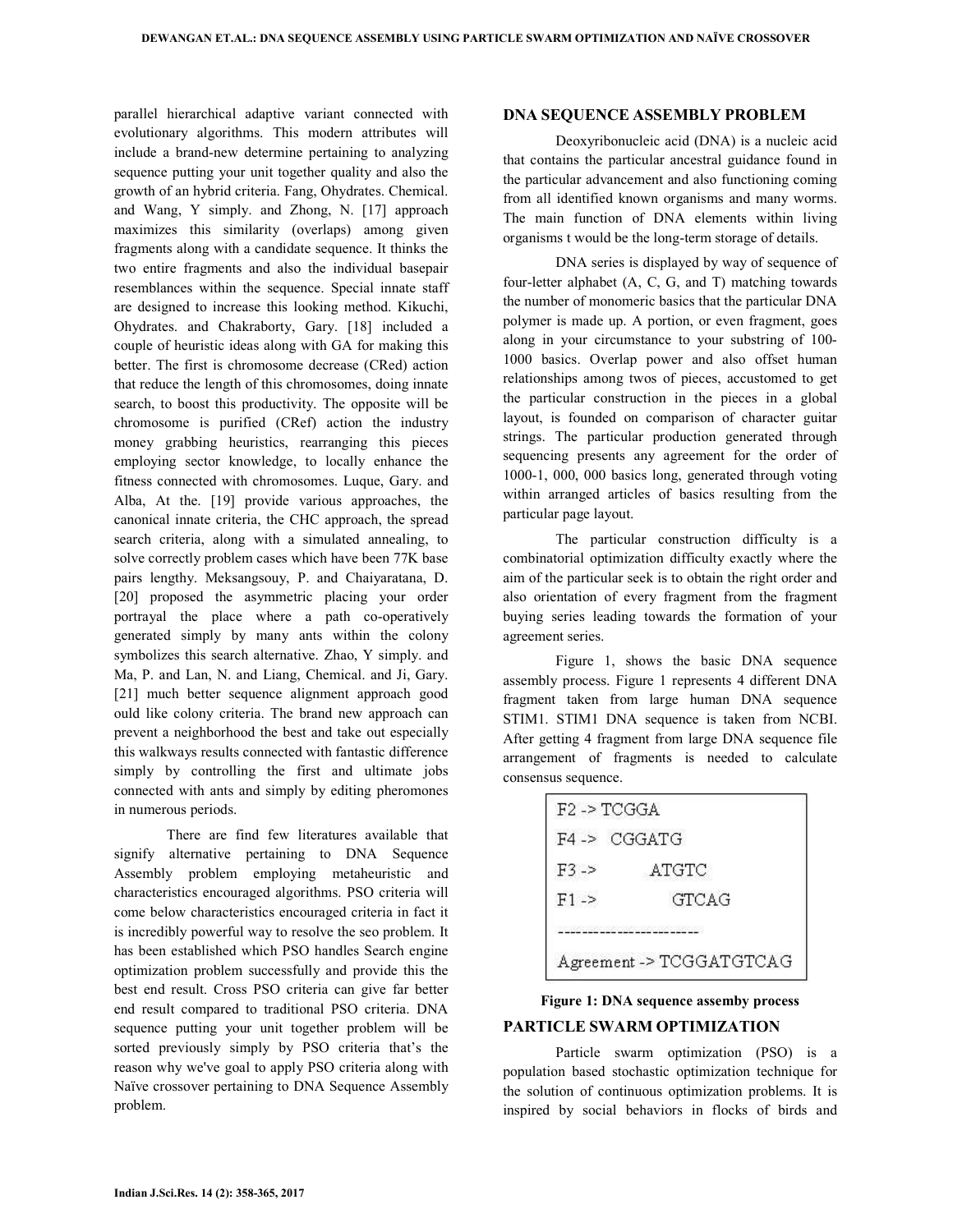parallel hierarchical adaptive variant connected with evolutionary algorithms. This modern attributes will include a brand-new determine pertaining to analyzing sequence putting your unit together quality and also the growth of an hybrid criteria. Fang, Ohydrates. Chemical. and Wang, Y simply. and Zhong, N. [17] approach maximizes this similarity (overlaps) among given fragments along with a candidate sequence. It thinks the two entire fragments and also the individual basepair resemblances within the sequence. Special innate staff are designed to increase this looking method. Kikuchi, Ohydrates. and Chakraborty, Gary. [18] included a couple of heuristic ideas along with GA for making this better. The first is chromosome decrease (CRed) action that reduce the length of this chromosomes, doing innate search, to boost this productivity. The opposite will be chromosome is purified (CRef) action the industry money grabbing heuristics, rearranging this pieces employing sector knowledge, to locally enhance the fitness connected with chromosomes. Luque, Gary. and Alba, At the. [19] provide various approaches, the canonical innate criteria, the CHC approach, the spread search criteria, along with a simulated annealing, to solve correctly problem cases which have been 77K base pairs lengthy. Meksangsouy, P. and Chaiyaratana, D. [20] proposed the asymmetric placing your order portrayal the place where a path co-operatively generated simply by many ants within the colony symbolizes this search alternative. Zhao, Y simply. and Ma, P. and Lan, N. and Liang, Chemical. and Ji, Gary. [21] much better sequence alignment approach good ould like colony criteria. The brand new approach can prevent a neighborhood the best and take out especially this walkways results connected with fantastic difference simply by controlling the first and ultimate jobs connected with ants and simply by editing pheromones in numerous periods.

There are find few literatures available that signify alternative pertaining to DNA Sequence Assembly problem employing metaheuristic and characteristics encouraged algorithms. PSO criteria will come below characteristics encouraged criteria in fact it is incredibly powerful way to resolve the seo problem. It has been established which PSO handles Search engine optimization problem successfully and provide this the best end result. Cross PSO criteria can give far better end result compared to traditional PSO criteria. DNA sequence putting your unit together problem will be sorted previously simply by PSO criteria that's the reason why we've goal to apply PSO criteria along with Naïve crossover pertaining to DNA Sequence Assembly problem.

## DNA SEQUENCE ASSEMBLY PROBLEM

Deoxyribonucleic acid (DNA) is a nucleic acid that contains the particular ancestral guidance found in the particular advancement and also functioning coming from all identified known organisms and many worms. The main function of DNA elements within living organisms t would be the long-term storage of details.

DNA series is displayed by way of sequence of four-letter alphabet (A, C, G, and T) matching towards the number of monomeric basics that the particular DNA polymer is made up. A portion, or even fragment, goes along in your circumstance to your substring of 100-1000 basics. Overlap power and also offset human relationships among twos of pieces, accustomed to get the particular construction in the pieces in a global layout, is founded on comparison of character guitar strings. The particular production generated through sequencing presents any agreement for the order of 1000-1, 000, 000 basics long, generated through voting within arranged articles of basics resulting from the particular page layout.

The particular construction difficulty is a combinatorial optimization difficulty exactly where the aim of the particular seek is to obtain the right order and also orientation of every fragment from the fragment buying series leading towards the formation of your agreement series.

Figure 1, shows the basic DNA sequence assembly process. Figure 1 represents 4 different DNA fragment taken from large human DNA sequence STIM1. STIM1 DNA sequence is taken from NCBI. After getting 4 fragment from large DNA sequence file arrangement of fragments is needed to calculate consensus sequence.

```
F2 -> TCGGA
F4 ->  CGGATG
F3 ->     ATGTC
F1 ->       GTCAG
----------------------
Agreement -> TCGGATGTCAG
```

**Figure 1: DNA sequence assemby process**

## PARTICLE SWARM OPTIMIZATION

Particle swarm optimization (PSO) is a population based stochastic optimization technique for the solution of continuous optimization problems. It is inspired by social behaviors in flocks of birds and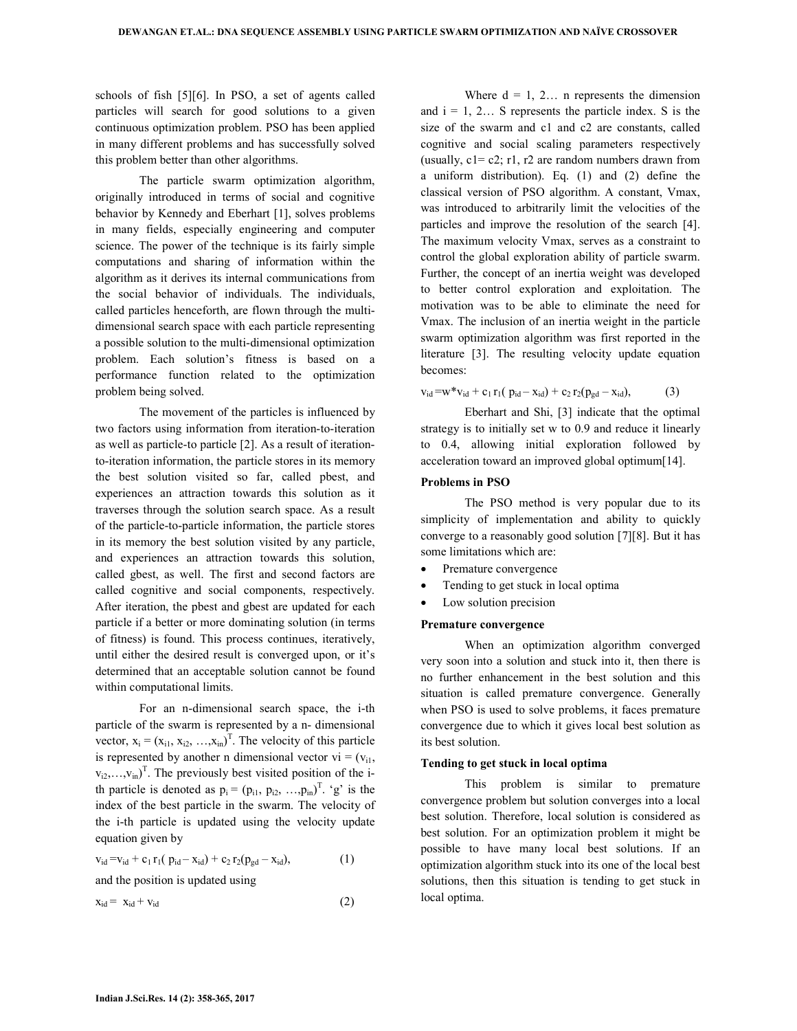schools of fish [5][6]. In PSO, a set of agents called particles will search for good solutions to a given continuous optimization problem. PSO has been applied in many different problems and has successfully solved this problem better than other algorithms.

The particle swarm optimization algorithm, originally introduced in terms of social and cognitive behavior by Kennedy and Eberhart [1], solves problems in many fields, especially engineering and computer science. The power of the technique is its fairly simple computations and sharing of information within the algorithm as it derives its internal communications from the social behavior of individuals. The individuals, called particles henceforth, are flown through the multi-dimensional search space with each particle representing a possible solution to the multi-dimensional optimization problem. Each solution's fitness is based on a performance function related to the optimization problem being solved.

The movement of the particles is influenced by two factors using information from iteration-to-iteration as well as particle-to particle [2]. As a result of iteration-to-iteration information, the particle stores in its memory the best solution visited so far, called pbest, and experiences an attraction towards this solution as it traverses through the solution search space. As a result of the particle-to-particle information, the particle stores in its memory the best solution visited by any particle, and experiences an attraction towards this solution, called gbest, as well. The first and second factors are called cognitive and social components, respectively. After iteration, the pbest and gbest are updated for each particle if a better or more dominating solution (in terms of fitness) is found. This process continues, iteratively, until either the desired result is converged upon, or it's determined that an acceptable solution cannot be found within computational limits.

For an n-dimensional search space, the i-th particle of the swarm is represented by a n- dimensional vector, $x_i = (x_{i1}, x_{i2}, \ldots, x_{in})^T$. The velocity of this particle is represented by another n dimensional vector $v_i = (v_{i1}, v_{i2}, \ldots, v_{in})^T$. The previously best visited position of the i-th particle is denoted as $p_i = (p_{i1}, p_{i2}, \ldots, p_{in})^T$. 'g' is the index of the best particle in the swarm. The velocity of the i-th particle is updated using the velocity update equation given by

$$v_{id} = v_{id} + c_1 r_1(p_{id} - x_{id}) + c_2 r_2(p_{gd} - x_{id}), \quad (1)$$

and the position is updated using

$$x_{id} = x_{id} + v_{id} \quad (2)$$

Where d = 1, 2… n represents the dimension and i = 1, 2… S represents the particle index. S is the size of the swarm and c1 and c2 are constants, called cognitive and social scaling parameters respectively (usually, c1= c2; r1, r2 are random numbers drawn from a uniform distribution). Eq. (1) and (2) define the classical version of PSO algorithm. A constant, Vmax, was introduced to arbitrarily limit the velocities of the particles and improve the resolution of the search [4]. The maximum velocity Vmax, serves as a constraint to control the global exploration ability of particle swarm. Further, the concept of an inertia weight was developed to better control exploration and exploitation. The motivation was to be able to eliminate the need for Vmax. The inclusion of an inertia weight in the particle swarm optimization algorithm was first reported in the literature [3]. The resulting velocity update equation becomes:

$$v_{id} = w * v_{id} + c_1 r_1(p_{id} - x_{id}) + c_2 r_2(p_{gd} - x_{id}), \quad (3)$$

Eberhart and Shi, [3] indicate that the optimal strategy is to initially set w to 0.9 and reduce it linearly to 0.4, allowing initial exploration followed by acceleration toward an improved global optimum[14].

**Problems in PSO**

The PSO method is very popular due to its simplicity of implementation and ability to quickly converge to a reasonably good solution [7][8]. But it has some limitations which are:

- Premature convergence
- Tending to get stuck in local optima
- Low solution precision

**Premature convergence**

When an optimization algorithm converged very soon into a solution and stuck into it, then there is no further enhancement in the best solution and this situation is called premature convergence. Generally when PSO is used to solve problems, it faces premature convergence due to which it gives local best solution as its best solution.

**Tending to get stuck in local optima**

This problem is similar to premature convergence problem but solution converges into a local best solution. Therefore, local solution is considered as best solution. For an optimization problem it might be possible to have many local best solutions. If an optimization algorithm stuck into its one of the local best solutions, then this situation is tending to get stuck in local optima.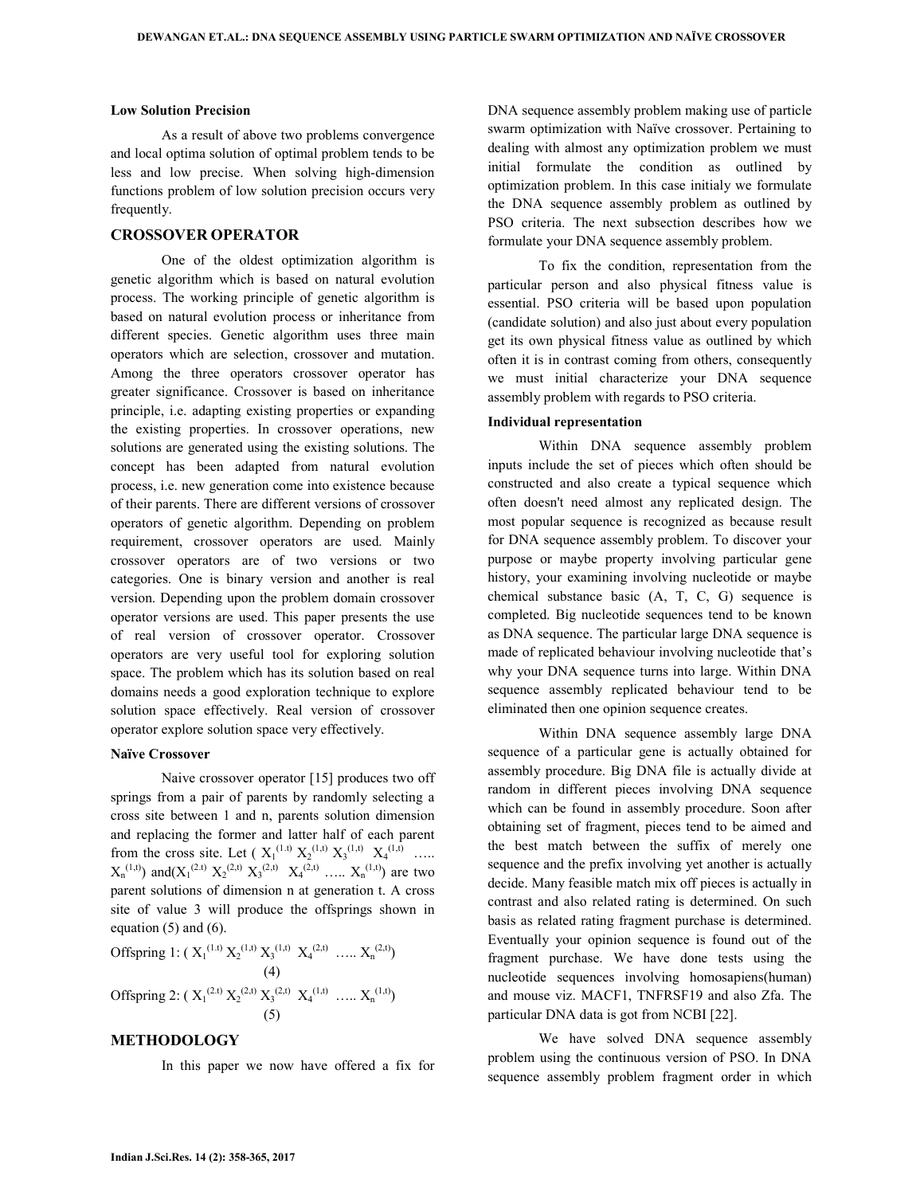### Low Solution Precision

As a result of above two problems convergence and local optima solution of optimal problem tends to be less and low precise. When solving high-dimension functions problem of low solution precision occurs very frequently.

## CROSSOVER OPERATOR

One of the oldest optimization algorithm is genetic algorithm which is based on natural evolution process. The working principle of genetic algorithm is based on natural evolution process or inheritance from different species. Genetic algorithm uses three main operators which are selection, crossover and mutation. Among the three operators crossover operator has greater significance. Crossover is based on inheritance principle, i.e. adapting existing properties or expanding the existing properties. In crossover operations, new solutions are generated using the existing solutions. The concept has been adapted from natural evolution process, i.e. new generation come into existence because of their parents. There are different versions of crossover operators of genetic algorithm. Depending on problem requirement, crossover operators are used. Mainly crossover operators are of two versions or two categories. One is binary version and another is real version. Depending upon the problem domain crossover operator versions are used. This paper presents the use of real version of crossover operator. Crossover operators are very useful tool for exploring solution space. The problem which has its solution based on real domains needs a good exploration technique to explore solution space effectively. Real version of crossover operator explore solution space very effectively.

### Naïve Crossover

Naive crossover operator [15] produces two off springs from a pair of parents by randomly selecting a cross site between 1 and n, parents solution dimension and replacing the former and latter half of each parent from the cross site. Let ( $X_1^{(1.t)}\ X_2^{(1,t)}\ X_3^{(1,t)}\ X_4^{(1,t)}$ ….. $X_n^{(1,t)}$) and($X_1^{(2.t)}\ X_2^{(2,t)}\ X_3^{(2,t)}\ X_4^{(2,t)}$ ….. $X_n^{(1,t)}$) are two parent solutions of dimension n at generation t. A cross site of value 3 will produce the offsprings shown in equation (5) and (6).

$$\text{Offspring 1: } ( X_1^{(1.t)}\ X_2^{(1,t)}\ X_3^{(1,t)}\ X_4^{(2,t)}\ \ldots\ X_n^{(2,t)}) \quad (4)$$

$$\text{Offspring 2: } ( X_1^{(2.t)}\ X_2^{(2,t)}\ X_3^{(2,t)}\ X_4^{(1,t)}\ \ldots\ X_n^{(1,t)}) \quad (5)$$

## METHODOLOGY

In this paper we now have offered a fix for DNA sequence assembly problem making use of particle swarm optimization with Naïve crossover. Pertaining to dealing with almost any optimization problem we must initial formulate the condition as outlined by optimization problem. In this case initialy we formulate the DNA sequence assembly problem as outlined by PSO criteria. The next subsection describes how we formulate your DNA sequence assembly problem.

To fix the condition, representation from the particular person and also physical fitness value is essential. PSO criteria will be based upon population (candidate solution) and also just about every population get its own physical fitness value as outlined by which often it is in contrast coming from others, consequently we must initial characterize your DNA sequence assembly problem with regards to PSO criteria.

### Individual representation

Within DNA sequence assembly problem inputs include the set of pieces which often should be constructed and also create a typical sequence which often doesn't need almost any replicated design. The most popular sequence is recognized as because result for DNA sequence assembly problem. To discover your purpose or maybe property involving particular gene history, your examining involving nucleotide or maybe chemical substance basic (A, T, C, G) sequence is completed. Big nucleotide sequences tend to be known as DNA sequence. The particular large DNA sequence is made of replicated behaviour involving nucleotide that's why your DNA sequence turns into large. Within DNA sequence assembly replicated behaviour tend to be eliminated then one opinion sequence creates.

Within DNA sequence assembly large DNA sequence of a particular gene is actually obtained for assembly procedure. Big DNA file is actually divide at random in different pieces involving DNA sequence which can be found in assembly procedure. Soon after obtaining set of fragment, pieces tend to be aimed and the best match between the suffix of merely one sequence and the prefix involving yet another is actually decide. Many feasible match mix off pieces is actually in contrast and also related rating is determined. On such basis as related rating fragment purchase is determined. Eventually your opinion sequence is found out of the fragment purchase. We have done tests using the nucleotide sequences involving homosapiens(human) and mouse viz. MACF1, TNFRSF19 and also Zfa. The particular DNA data is got from NCBI [22].

We have solved DNA sequence assembly problem using the continuous version of PSO. In DNA sequence assembly problem fragment order in which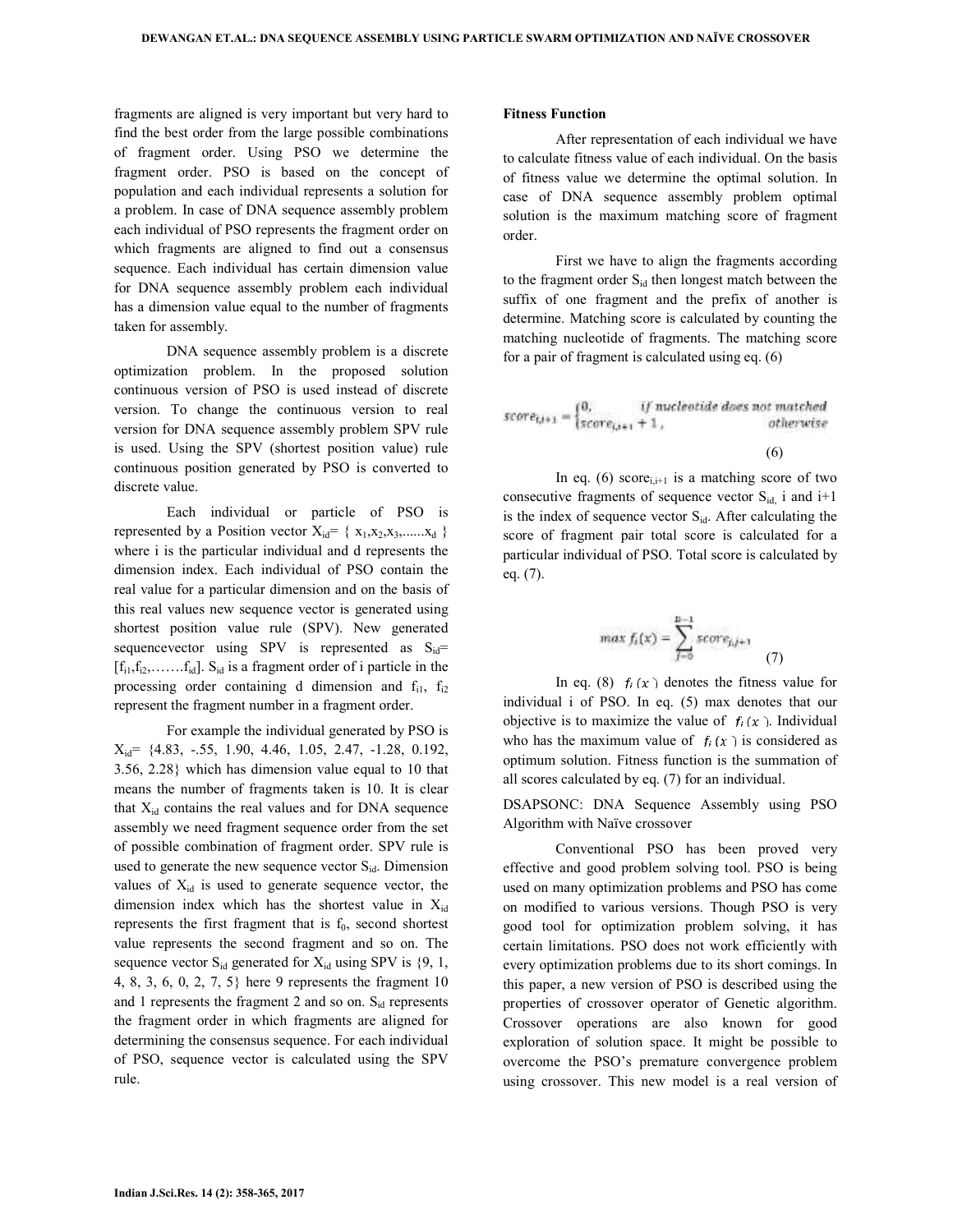fragments are aligned is very important but very hard to find the best order from the large possible combinations of fragment order. Using PSO we determine the fragment order. PSO is based on the concept of population and each individual represents a solution for a problem. In case of DNA sequence assembly problem each individual of PSO represents the fragment order on which fragments are aligned to find out a consensus sequence. Each individual has certain dimension value for DNA sequence assembly problem each individual has a dimension value equal to the number of fragments taken for assembly.

DNA sequence assembly problem is a discrete optimization problem. In the proposed solution continuous version of PSO is used instead of discrete version. To change the continuous version to real version for DNA sequence assembly problem SPV rule is used. Using the SPV (shortest position value) rule continuous position generated by PSO is converted to discrete value.

Each individual or particle of PSO is represented by a Position vector $X_{id}$= { $x_1$,$x_2$,$x_3$,......$x_d$ } where i is the particular individual and d represents the dimension index. Each individual of PSO contain the real value for a particular dimension and on the basis of this real values new sequence vector is generated using shortest position value rule (SPV). New generated sequencevector using SPV is represented as $S_{id}$= [$f_{i1}$,$f_{i2}$,…….$f_{id}$]. $S_{id}$ is a fragment order of i particle in the processing order containing d dimension and $f_{i1}$, $f_{i2}$ represent the fragment number in a fragment order.

For example the individual generated by PSO is $X_{id}$= {4.83, -.55, 1.90, 4.46, 1.05, 2.47, -1.28, 0.192, 3.56, 2.28} which has dimension value equal to 10 that means the number of fragments taken is 10. It is clear that $X_{id}$ contains the real values and for DNA sequence assembly we need fragment sequence order from the set of possible combination of fragment order. SPV rule is used to generate the new sequence vector $S_{id}$. Dimension values of $X_{id}$ is used to generate sequence vector, the dimension index which has the shortest value in $X_{id}$ represents the first fragment that is $f_0$, second shortest value represents the second fragment and so on. The sequence vector $S_{id}$ generated for $X_{id}$ using SPV is {9, 1, 4, 8, 3, 6, 0, 2, 7, 5} here 9 represents the fragment 10 and 1 represents the fragment 2 and so on. $S_{id}$ represents the fragment order in which fragments are aligned for determining the consensus sequence. For each individual of PSO, sequence vector is calculated using the SPV rule.

**Fitness Function**

After representation of each individual we have to calculate fitness value of each individual. On the basis of fitness value we determine the optimal solution. In case of DNA sequence assembly problem optimal solution is the maximum matching score of fragment order.

First we have to align the fragments according to the fragment order $S_{id}$ then longest match between the suffix of one fragment and the prefix of another is determine. Matching score is calculated by counting the matching nucleotide of fragments. The matching score for a pair of fragment is calculated using eq. (6)

$$score_{i,i+1} = \begin{cases} 0, & \text{if nucleotide does not matched} \\ score_{i,i+1} + 1, & \text{otherwise} \end{cases} \tag{6}$$

In eq. (6) $score_{i,i+1}$ is a matching score of two consecutive fragments of sequence vector $S_{id}$, i and i+1 is the index of sequence vector $S_{id}$. After calculating the score of fragment pair total score is calculated for a particular individual of PSO. Total score is calculated by eq. (7).

$$\max f_i(x) = \sum_{j=0}^{n-1} score_{j,j+1} \tag{7}$$

In eq. (8) $f_i(x)$ denotes the fitness value for individual i of PSO. In eq. (5) max denotes that our objective is to maximize the value of $f_i(x)$. Individual who has the maximum value of $f_i(x)$ is considered as optimum solution. Fitness function is the summation of all scores calculated by eq. (7) for an individual.

DSAPSONC: DNA Sequence Assembly using PSO Algorithm with Naïve crossover

Conventional PSO has been proved very effective and good problem solving tool. PSO is being used on many optimization problems and PSO has come on modified to various versions. Though PSO is very good tool for optimization problem solving, it has certain limitations. PSO does not work efficiently with every optimization problems due to its short comings. In this paper, a new version of PSO is described using the properties of crossover operator of Genetic algorithm. Crossover operations are also known for good exploration of solution space. It might be possible to overcome the PSO's premature convergence problem using crossover. This new model is a real version of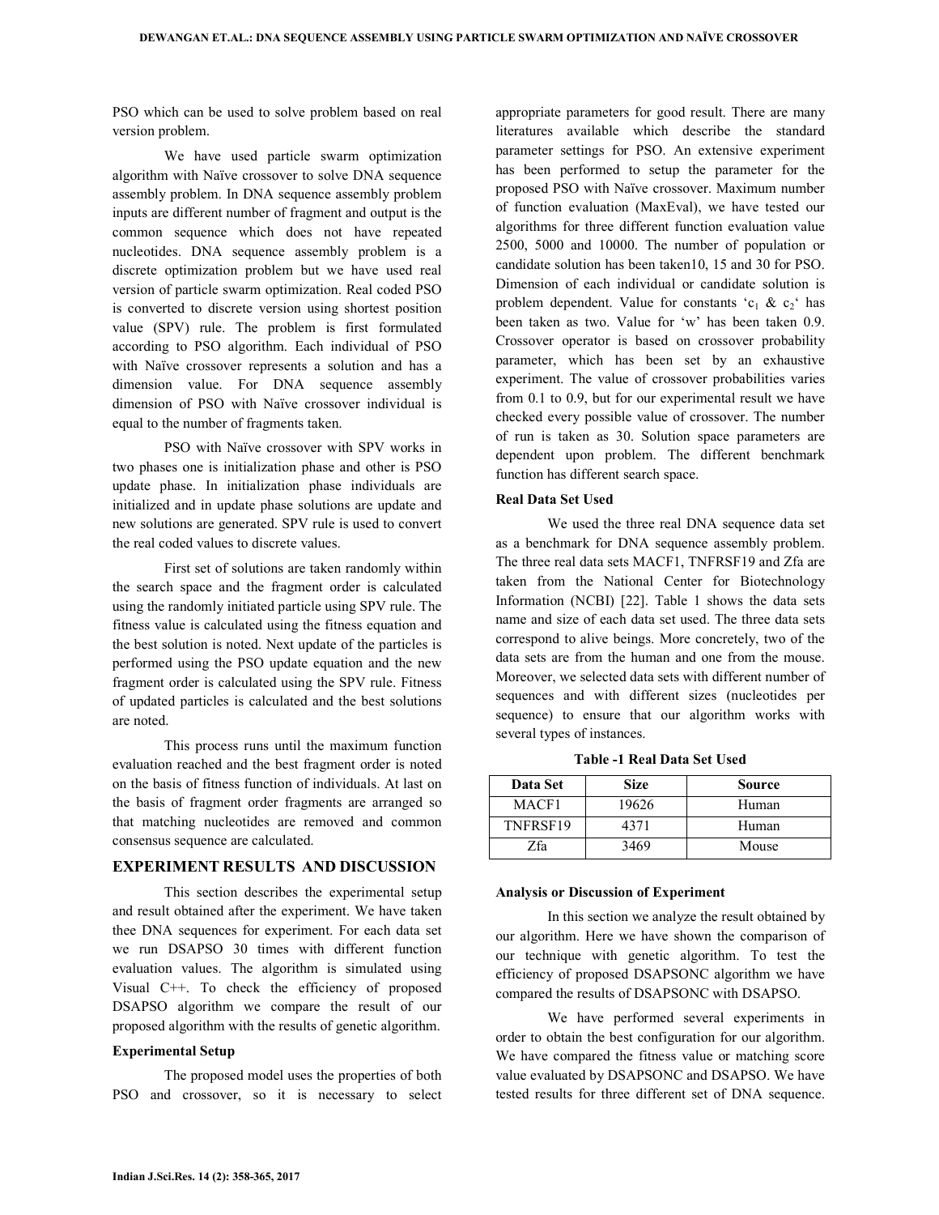PSO which can be used to solve problem based on real version problem.

We have used particle swarm optimization algorithm with Naïve crossover to solve DNA sequence assembly problem. In DNA sequence assembly problem inputs are different number of fragment and output is the common sequence which does not have repeated nucleotides. DNA sequence assembly problem is a discrete optimization problem but we have used real version of particle swarm optimization. Real coded PSO is converted to discrete version using shortest position value (SPV) rule. The problem is first formulated according to PSO algorithm. Each individual of PSO with Naïve crossover represents a solution and has a dimension value. For DNA sequence assembly dimension of PSO with Naïve crossover individual is equal to the number of fragments taken.

PSO with Naïve crossover with SPV works in two phases one is initialization phase and other is PSO update phase. In initialization phase individuals are initialized and in update phase solutions are update and new solutions are generated. SPV rule is used to convert the real coded values to discrete values.

First set of solutions are taken randomly within the search space and the fragment order is calculated using the randomly initiated particle using SPV rule. The fitness value is calculated using the fitness equation and the best solution is noted. Next update of the particles is performed using the PSO update equation and the new fragment order is calculated using the SPV rule. Fitness of updated particles is calculated and the best solutions are noted.

This process runs until the maximum function evaluation reached and the best fragment order is noted on the basis of fitness function of individuals. At last on the basis of fragment order fragments are arranged so that matching nucleotides are removed and common consensus sequence are calculated.

## EXPERIMENT RESULTS AND DISCUSSION

This section describes the experimental setup and result obtained after the experiment. We have taken thee DNA sequences for experiment. For each data set we run DSAPSO 30 times with different function evaluation values. The algorithm is simulated using Visual C++. To check the efficiency of proposed DSAPSO algorithm we compare the result of our proposed algorithm with the results of genetic algorithm.

### Experimental Setup

The proposed model uses the properties of both PSO and crossover, so it is necessary to select appropriate parameters for good result. There are many literatures available which describe the standard parameter settings for PSO. An extensive experiment has been performed to setup the parameter for the proposed PSO with Naïve crossover. Maximum number of function evaluation (MaxEval), we have tested our algorithms for three different function evaluation value 2500, 5000 and 10000. The number of population or candidate solution has been taken10, 15 and 30 for PSO. Dimension of each individual or candidate solution is problem dependent. Value for constants '$c_1$ & $c_2$' has been taken as two. Value for 'w' has been taken 0.9. Crossover operator is based on crossover probability parameter, which has been set by an exhaustive experiment. The value of crossover probabilities varies from 0.1 to 0.9, but for our experimental result we have checked every possible value of crossover. The number of run is taken as 30. Solution space parameters are dependent upon problem. The different benchmark function has different search space.

### Real Data Set Used

We used the three real DNA sequence data set as a benchmark for DNA sequence assembly problem. The three real data sets MACF1, TNFRSF19 and Zfa are taken from the National Center for Biotechnology Information (NCBI) [22]. Table 1 shows the data sets name and size of each data set used. The three data sets correspond to alive beings. More concretely, two of the data sets are from the human and one from the mouse. Moreover, we selected data sets with different number of sequences and with different sizes (nucleotides per sequence) to ensure that our algorithm works with several types of instances.

**Table -1 Real Data Set Used**

| Data Set | Size | Source |
|---|---|---|
| MACF1 | 19626 | Human |
| TNFRSF19 | 4371 | Human |
| Zfa | 3469 | Mouse |

### Analysis or Discussion of Experiment

In this section we analyze the result obtained by our algorithm. Here we have shown the comparison of our technique with genetic algorithm. To test the efficiency of proposed DSAPSONC algorithm we have compared the results of DSAPSONC with DSAPSO.

We have performed several experiments in order to obtain the best configuration for our algorithm. We have compared the fitness value or matching score value evaluated by DSAPSONC and DSAPSO. We have tested results for three different set of DNA sequence.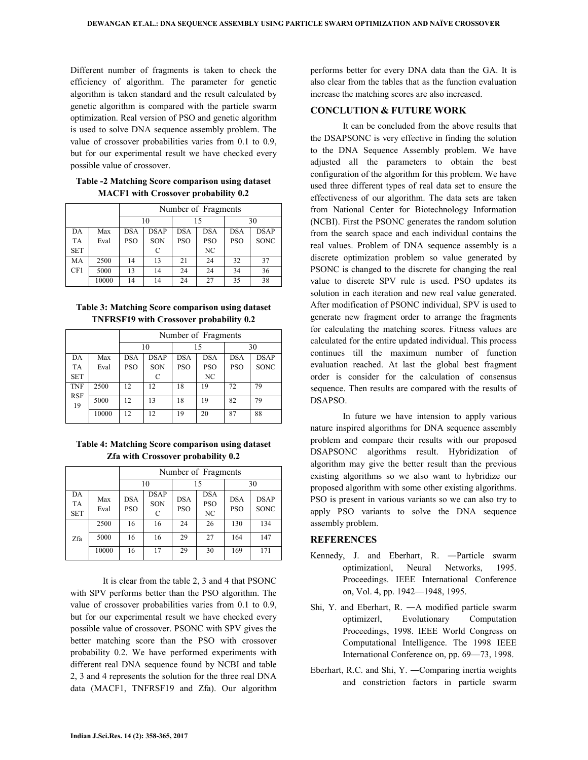Different number of fragments is taken to check the efficiency of algorithm. The parameter for genetic algorithm is taken standard and the result calculated by genetic algorithm is compared with the particle swarm optimization. Real version of PSO and genetic algorithm is used to solve DNA sequence assembly problem. The value of crossover probabilities varies from 0.1 to 0.9, but for our experimental result we have checked every possible value of crossover.

**Table -2 Matching Score comparison using dataset MACF1 with Crossover probability 0.2**

| | | Number of Fragments | | | | | |
|---|---|---|---|---|---|---|---|
| | | 10 | | 15 | | 30 | |
| DATASET | Max Eval | DSA PSO | DSAP SONC | DSA PSO | DSA PSO NC | DSA PSO | DSAP SONC |
| MACF1 | 2500 | 14 | 13 | 21 | 24 | 32 | 37 |
| | 5000 | 13 | 14 | 24 | 24 | 34 | 36 |
| | 10000 | 14 | 14 | 24 | 27 | 35 | 38 |

**Table 3: Matching Score comparison using dataset TNFRSF19 with Crossover probability 0.2**

| | | Number of Fragments | | | | | |
|---|---|---|---|---|---|---|---|
| | | 10 | | 15 | | 30 | |
| DATASET | Max Eval | DSA PSO | DSAP SONC | DSA PSO | DSA PSO NC | DSA PSO | DSAP SONC |
| TNFRSF19 | 2500 | 12 | 12 | 18 | 19 | 72 | 79 |
| | 5000 | 12 | 13 | 18 | 19 | 82 | 79 |
| | 10000 | 12 | 12 | 19 | 20 | 87 | 88 |

**Table 4: Matching Score comparison using dataset Zfa with Crossover probability 0.2**

| | | Number of Fragments | | | | | |
|---|---|---|---|---|---|---|---|
| | | 10 | | 15 | | 30 | |
| DATASET | Max Eval | DSA PSO | DSAP SONC | DSA PSO | DSA PSO NC | DSA PSO | DSAP SONC |
| Zfa | 2500 | 16 | 16 | 24 | 26 | 130 | 134 |
| | 5000 | 16 | 16 | 29 | 27 | 164 | 147 |
| | 10000 | 16 | 17 | 29 | 30 | 169 | 171 |

It is clear from the table 2, 3 and 4 that PSONC with SPV performs better than the PSO algorithm. The value of crossover probabilities varies from 0.1 to 0.9, but for our experimental result we have checked every possible value of crossover. PSONC with SPV gives the better matching score than the PSO with crossover probability 0.2. We have performed experiments with different real DNA sequence found by NCBI and table 2, 3 and 4 represents the solution for the three real DNA data (MACF1, TNFRSF19 and Zfa). Our algorithm performs better for every DNA data than the GA. It is also clear from the tables that as the function evaluation increase the matching scores are also increased.

## CONCLUTION & FUTURE WORK

It can be concluded from the above results that the DSAPSONC is very effective in finding the solution to the DNA Sequence Assembly problem. We have adjusted all the parameters to obtain the best configuration of the algorithm for this problem. We have used three different types of real data set to ensure the effectiveness of our algorithm. The data sets are taken from National Center for Biotechnology Information (NCBI). First the PSONC generates the random solution from the search space and each individual contains the real values. Problem of DNA sequence assembly is a discrete optimization problem so value generated by PSONC is changed to the discrete for changing the real value to discrete SPV rule is used. PSO updates its solution in each iteration and new real value generated. After modification of PSONC individual, SPV is used to generate new fragment order to arrange the fragments for calculating the matching scores. Fitness values are calculated for the entire updated individual. This process continues till the maximum number of function evaluation reached. At last the global best fragment order is consider for the calculation of consensus sequence. Then results are compared with the results of DSAPSO.

In future we have intension to apply various nature inspired algorithms for DNA sequence assembly problem and compare their results with our proposed DSAPSONC algorithms result. Hybridization of algorithm may give the better result than the previous existing algorithms so we also want to hybridize our proposed algorithm with some other existing algorithms. PSO is present in various variants so we can also try to apply PSO variants to solve the DNA sequence assembly problem.

## REFERENCES

Kennedy, J. and Eberhart, R. ―Particle swarm optimization‖, Neural Networks, 1995. Proceedings. IEEE International Conference on, Vol. 4, pp. 1942—1948, 1995.

Shi, Y. and Eberhart, R. ―A modified particle swarm optimizer‖, Evolutionary Computation Proceedings, 1998. IEEE World Congress on Computational Intelligence. The 1998 IEEE International Conference on, pp. 69—73, 1998.

Eberhart, R.C. and Shi, Y. ―Comparing inertia weights and constriction factors in particle swarm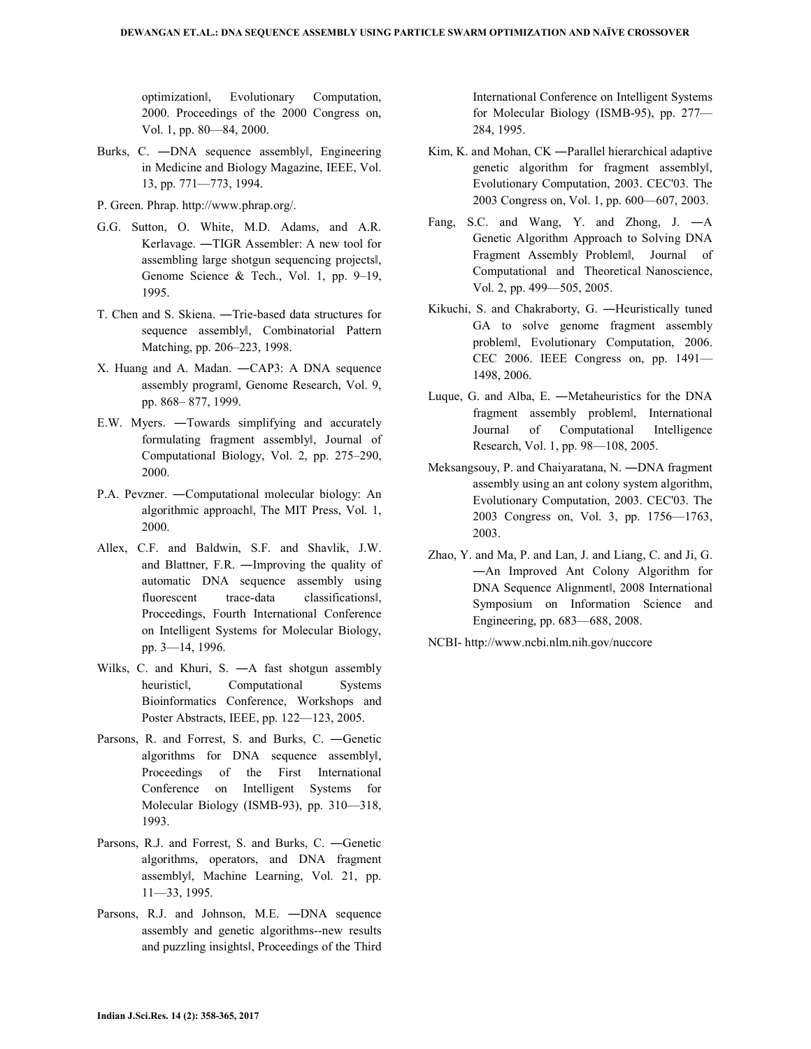optimization‖, Evolutionary Computation, 2000. Proceedings of the 2000 Congress on, Vol. 1, pp. 80—84, 2000.

Burks, C. ―DNA sequence assembly‖, Engineering in Medicine and Biology Magazine, IEEE, Vol. 13, pp. 771—773, 1994.

P. Green. Phrap. http://www.phrap.org/.

G.G. Sutton, O. White, M.D. Adams, and A.R. Kerlavage. ―TIGR Assembler: A new tool for assembling large shotgun sequencing projects‖, Genome Science & Tech., Vol. 1, pp. 9–19, 1995.

T. Chen and S. Skiena. ―Trie-based data structures for sequence assembly‖, Combinatorial Pattern Matching, pp. 206–223, 1998.

X. Huang and A. Madan. ―CAP3: A DNA sequence assembly program‖, Genome Research, Vol. 9, pp. 868– 877, 1999.

E.W. Myers. ―Towards simplifying and accurately formulating fragment assembly‖, Journal of Computational Biology, Vol. 2, pp. 275–290, 2000.

P.A. Pevzner. ―Computational molecular biology: An algorithmic approach‖, The MIT Press, Vol. 1, 2000.

Allex, C.F. and Baldwin, S.F. and Shavlik, J.W. and Blattner, F.R. ―Improving the quality of automatic DNA sequence assembly using fluorescent trace-data classifications‖, Proceedings, Fourth International Conference on Intelligent Systems for Molecular Biology, pp. 3—14, 1996.

Wilks, C. and Khuri, S. ―A fast shotgun assembly heuristic‖, Computational Systems Bioinformatics Conference, Workshops and Poster Abstracts, IEEE, pp. 122—123, 2005.

Parsons, R. and Forrest, S. and Burks, C. ―Genetic algorithms for DNA sequence assembly‖, Proceedings of the First International Conference on Intelligent Systems for Molecular Biology (ISMB-93), pp. 310—318, 1993.

Parsons, R.J. and Forrest, S. and Burks, C. ―Genetic algorithms, operators, and DNA fragment assembly‖, Machine Learning, Vol. 21, pp. 11—33, 1995.

Parsons, R.J. and Johnson, M.E. ―DNA sequence assembly and genetic algorithms--new results and puzzling insights‖, Proceedings of the Third International Conference on Intelligent Systems for Molecular Biology (ISMB-95), pp. 277—284, 1995.

Kim, K. and Mohan, CK ―Parallel hierarchical adaptive genetic algorithm for fragment assembly‖, Evolutionary Computation, 2003. CEC'03. The 2003 Congress on, Vol. 1, pp. 600—607, 2003.

Fang, S.C. and Wang, Y. and Zhong, J. ―A Genetic Algorithm Approach to Solving DNA Fragment Assembly Problem‖, Journal of Computational and Theoretical Nanoscience, Vol. 2, pp. 499—505, 2005.

Kikuchi, S. and Chakraborty, G. ―Heuristically tuned GA to solve genome fragment assembly problem‖, Evolutionary Computation, 2006. CEC 2006. IEEE Congress on, pp. 1491—1498, 2006.

Luque, G. and Alba, E. ―Metaheuristics for the DNA fragment assembly problem‖, International Journal of Computational Intelligence Research, Vol. 1, pp. 98—108, 2005.

Meksangsouy, P. and Chaiyaratana, N. ―DNA fragment assembly using an ant colony system algorithm, Evolutionary Computation, 2003. CEC'03. The 2003 Congress on, Vol. 3, pp. 1756—1763, 2003.

Zhao, Y. and Ma, P. and Lan, J. and Liang, C. and Ji, G. ―An Improved Ant Colony Algorithm for DNA Sequence Alignment‖, 2008 International Symposium on Information Science and Engineering, pp. 683—688, 2008.

NCBI- http://www.ncbi.nlm.nih.gov/nuccore